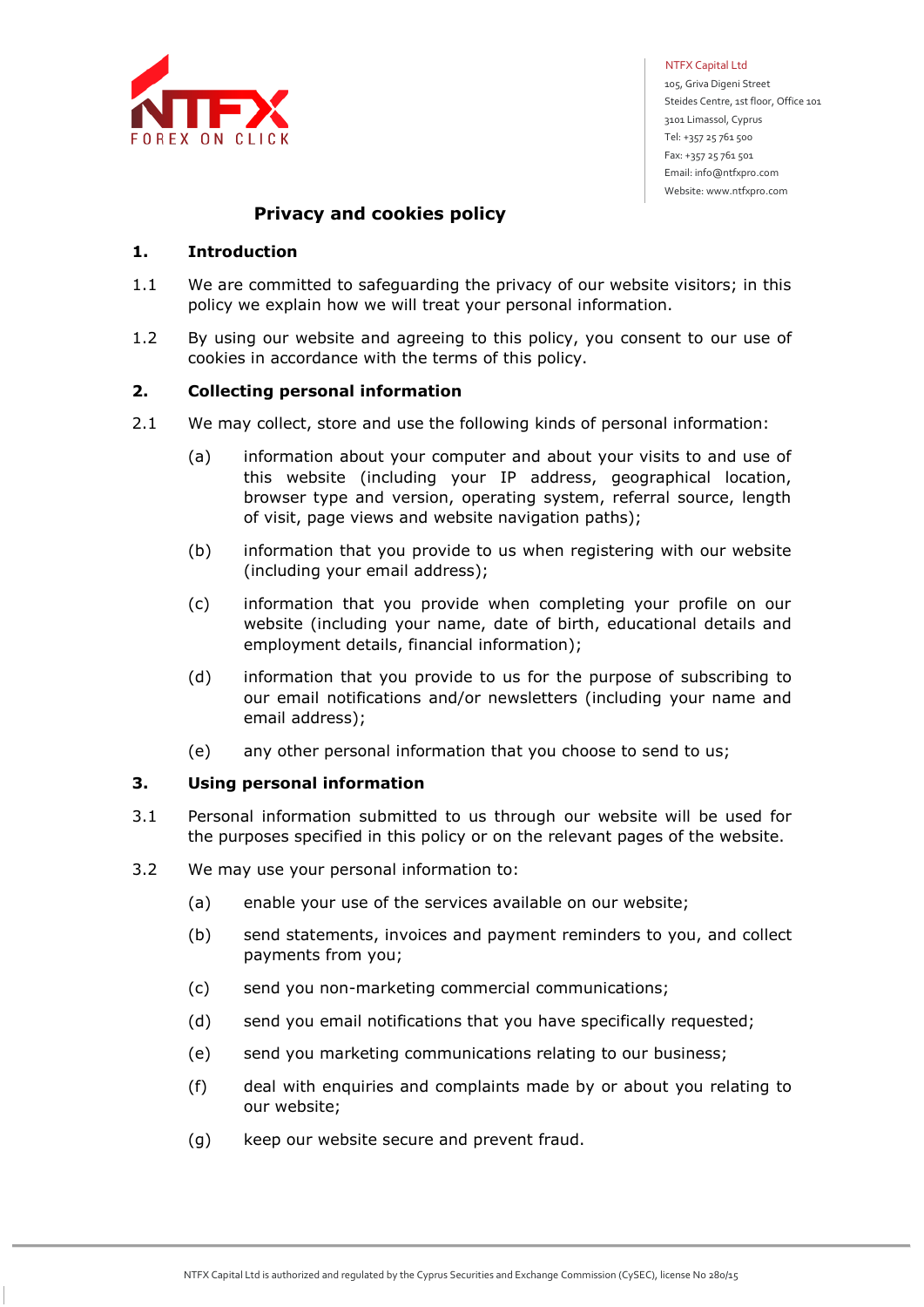NTFX Capital Ltd
105, Griva Digeni Street
Steides Centre, 1st floor, Office 101
3101 Limassol, Cyprus
Tel: +357 25 761 500
Fax: +357 25 761 501
Email: info@ntfxpro.com
Website: www.ntfxpro.com

# Privacy and cookies policy

## 1. Introduction

1.1 We are committed to safeguarding the privacy of our website visitors; in this policy we explain how we will treat your personal information.

1.2 By using our website and agreeing to this policy, you consent to our use of cookies in accordance with the terms of this policy.

## 2. Collecting personal information

2.1 We may collect, store and use the following kinds of personal information:

(a) information about your computer and about your visits to and use of this website (including your IP address, geographical location, browser type and version, operating system, referral source, length of visit, page views and website navigation paths);

(b) information that you provide to us when registering with our website (including your email address);

(c) information that you provide when completing your profile on our website (including your name, date of birth, educational details and employment details, financial information);

(d) information that you provide to us for the purpose of subscribing to our email notifications and/or newsletters (including your name and email address);

(e) any other personal information that you choose to send to us;

## 3. Using personal information

3.1 Personal information submitted to us through our website will be used for the purposes specified in this policy or on the relevant pages of the website.

3.2 We may use your personal information to:

(a) enable your use of the services available on our website;

(b) send statements, invoices and payment reminders to you, and collect payments from you;

(c) send you non-marketing commercial communications;

(d) send you email notifications that you have specifically requested;

(e) send you marketing communications relating to our business;

(f) deal with enquiries and complaints made by or about you relating to our website;

(g) keep our website secure and prevent fraud.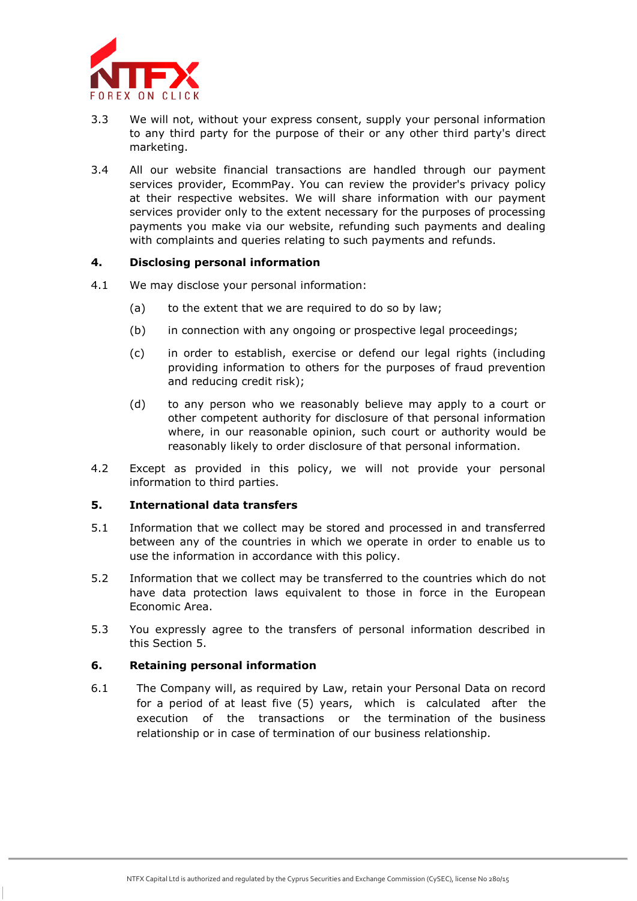3.3 We will not, without your express consent, supply your personal information to any third party for the purpose of their or any other third party's direct marketing.

3.4 All our website financial transactions are handled through our payment services provider, EcommPay. You can review the provider's privacy policy at their respective websites. We will share information with our payment services provider only to the extent necessary for the purposes of processing payments you make via our website, refunding such payments and dealing with complaints and queries relating to such payments and refunds.

**4. Disclosing personal information**

4.1 We may disclose your personal information:

(a) to the extent that we are required to do so by law;

(b) in connection with any ongoing or prospective legal proceedings;

(c) in order to establish, exercise or defend our legal rights (including providing information to others for the purposes of fraud prevention and reducing credit risk);

(d) to any person who we reasonably believe may apply to a court or other competent authority for disclosure of that personal information where, in our reasonable opinion, such court or authority would be reasonably likely to order disclosure of that personal information.

4.2 Except as provided in this policy, we will not provide your personal information to third parties.

**5. International data transfers**

5.1 Information that we collect may be stored and processed in and transferred between any of the countries in which we operate in order to enable us to use the information in accordance with this policy.

5.2 Information that we collect may be transferred to the countries which do not have data protection laws equivalent to those in force in the European Economic Area.

5.3 You expressly agree to the transfers of personal information described in this Section 5.

**6. Retaining personal information**

6.1 The Company will, as required by Law, retain your Personal Data on record for a period of at least five (5) years, which is calculated after the execution of the transactions or the termination of the business relationship or in case of termination of our business relationship.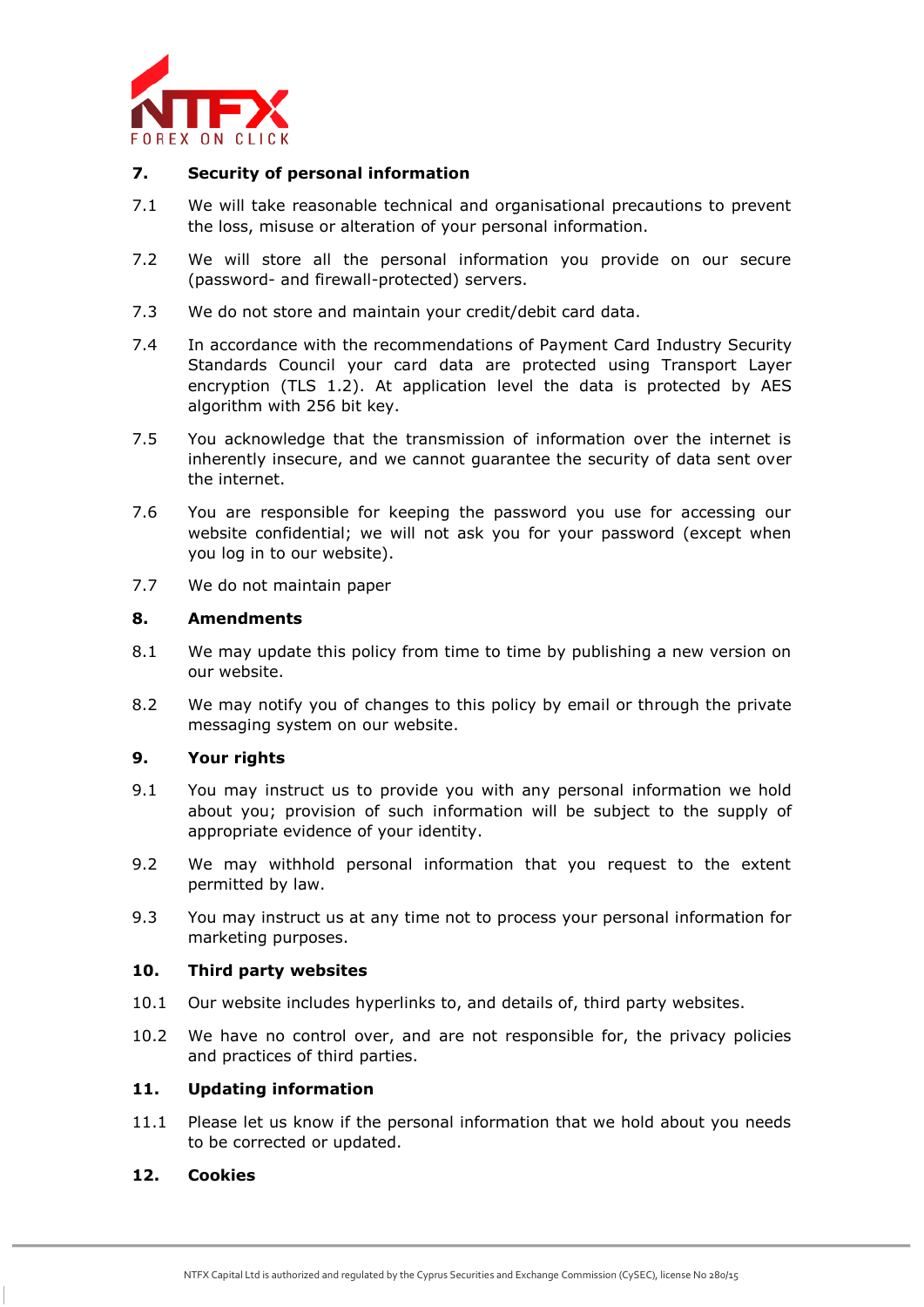## 7. Security of personal information

7.1 We will take reasonable technical and organisational precautions to prevent the loss, misuse or alteration of your personal information.

7.2 We will store all the personal information you provide on our secure (password- and firewall-protected) servers.

7.3 We do not store and maintain your credit/debit card data.

7.4 In accordance with the recommendations of Payment Card Industry Security Standards Council your card data are protected using Transport Layer encryption (TLS 1.2). At application level the data is protected by AES algorithm with 256 bit key.

7.5 You acknowledge that the transmission of information over the internet is inherently insecure, and we cannot guarantee the security of data sent over the internet.

7.6 You are responsible for keeping the password you use for accessing our website confidential; we will not ask you for your password (except when you log in to our website).

7.7 We do not maintain paper

## 8. Amendments

8.1 We may update this policy from time to time by publishing a new version on our website.

8.2 We may notify you of changes to this policy by email or through the private messaging system on our website.

## 9. Your rights

9.1 You may instruct us to provide you with any personal information we hold about you; provision of such information will be subject to the supply of appropriate evidence of your identity.

9.2 We may withhold personal information that you request to the extent permitted by law.

9.3 You may instruct us at any time not to process your personal information for marketing purposes.

## 10. Third party websites

10.1 Our website includes hyperlinks to, and details of, third party websites.

10.2 We have no control over, and are not responsible for, the privacy policies and practices of third parties.

## 11. Updating information

11.1 Please let us know if the personal information that we hold about you needs to be corrected or updated.

## 12. Cookies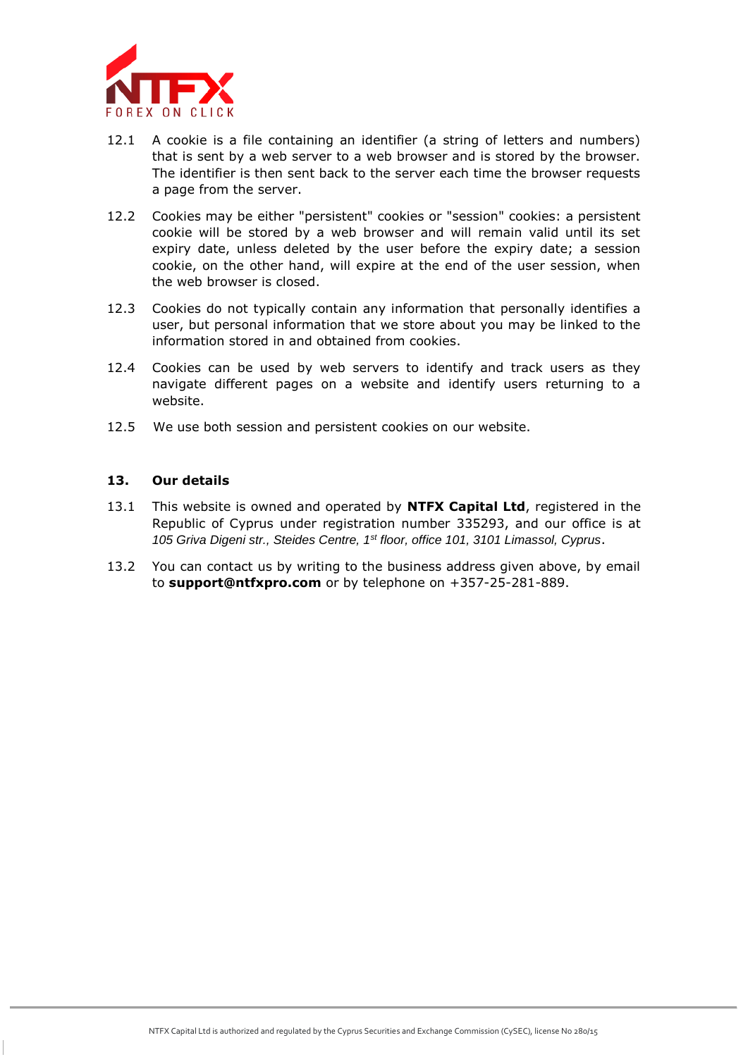12.1 A cookie is a file containing an identifier (a string of letters and numbers) that is sent by a web server to a web browser and is stored by the browser. The identifier is then sent back to the server each time the browser requests a page from the server.

12.2 Cookies may be either "persistent" cookies or "session" cookies: a persistent cookie will be stored by a web browser and will remain valid until its set expiry date, unless deleted by the user before the expiry date; a session cookie, on the other hand, will expire at the end of the user session, when the web browser is closed.

12.3 Cookies do not typically contain any information that personally identifies a user, but personal information that we store about you may be linked to the information stored in and obtained from cookies.

12.4 Cookies can be used by web servers to identify and track users as they navigate different pages on a website and identify users returning to a website.

12.5 We use both session and persistent cookies on our website.

## 13. Our details

13.1 This website is owned and operated by **NTFX Capital Ltd**, registered in the Republic of Cyprus under registration number 335293, and our office is at *105 Griva Digeni str., Steides Centre, 1st floor, office 101, 3101 Limassol, Cyprus*.

13.2 You can contact us by writing to the business address given above, by email to **support@ntfxpro.com** or by telephone on +357-25-281-889.